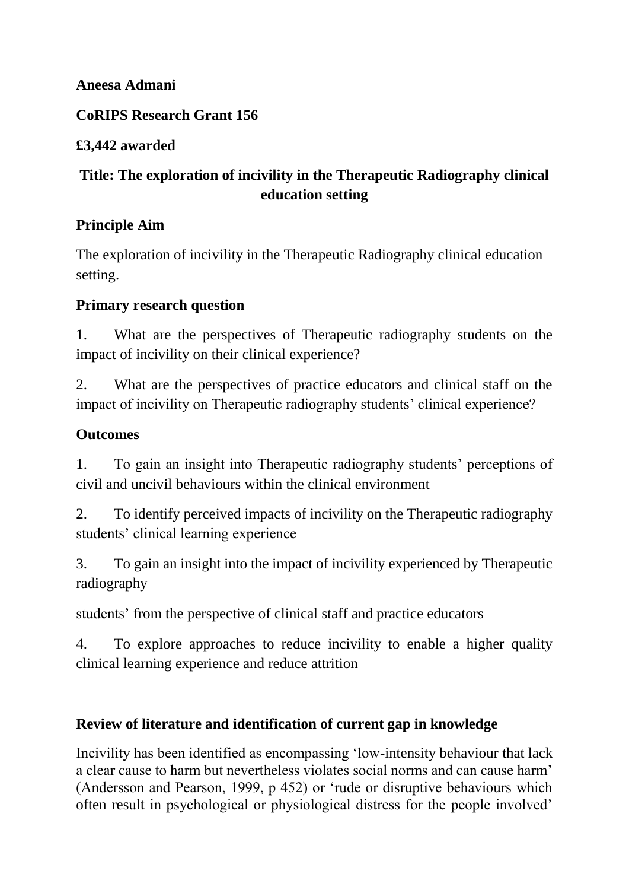**Aneesa Admani**

**CoRIPS Research Grant 156**

**£3,442 awarded**

# Title: The exploration of incivility in the Therapeutic Radiography clinical education setting

## Principle Aim

The exploration of incivility in the Therapeutic Radiography clinical education setting.

## Primary research question

1. What are the perspectives of Therapeutic radiography students on the impact of incivility on their clinical experience?

2. What are the perspectives of practice educators and clinical staff on the impact of incivility on Therapeutic radiography students' clinical experience?

## Outcomes

1. To gain an insight into Therapeutic radiography students' perceptions of civil and uncivil behaviours within the clinical environment

2. To identify perceived impacts of incivility on the Therapeutic radiography students' clinical learning experience

3. To gain an insight into the impact of incivility experienced by Therapeutic radiography

students' from the perspective of clinical staff and practice educators

4. To explore approaches to reduce incivility to enable a higher quality clinical learning experience and reduce attrition

## Review of literature and identification of current gap in knowledge

Incivility has been identified as encompassing 'low-intensity behaviour that lack a clear cause to harm but nevertheless violates social norms and can cause harm' (Andersson and Pearson, 1999, p 452) or 'rude or disruptive behaviours which often result in psychological or physiological distress for the people involved'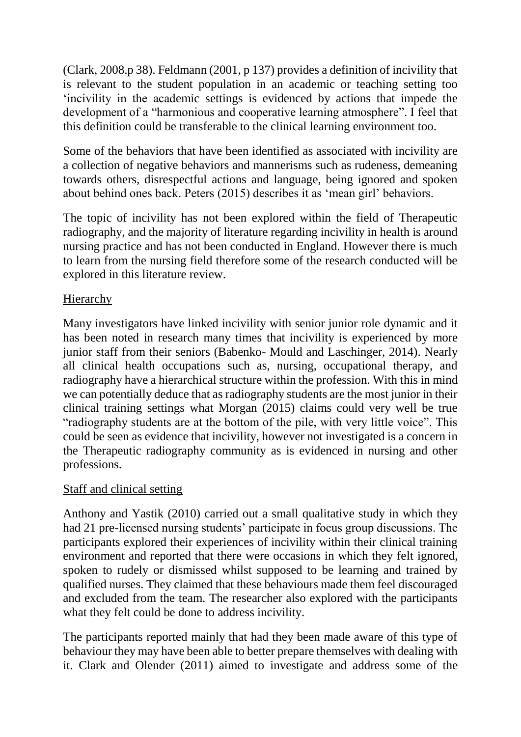(Clark, 2008.p 38). Feldmann (2001, p 137) provides a definition of incivility that is relevant to the student population in an academic or teaching setting too 'incivility in the academic settings is evidenced by actions that impede the development of a "harmonious and cooperative learning atmosphere". I feel that this definition could be transferable to the clinical learning environment too.

Some of the behaviors that have been identified as associated with incivility are a collection of negative behaviors and mannerisms such as rudeness, demeaning towards others, disrespectful actions and language, being ignored and spoken about behind ones back. Peters (2015) describes it as 'mean girl' behaviors.

The topic of incivility has not been explored within the field of Therapeutic radiography, and the majority of literature regarding incivility in health is around nursing practice and has not been conducted in England. However there is much to learn from the nursing field therefore some of the research conducted will be explored in this literature review.

<u>Hierarchy</u>

Many investigators have linked incivility with senior junior role dynamic and it has been noted in research many times that incivility is experienced by more junior staff from their seniors (Babenko- Mould and Laschinger, 2014). Nearly all clinical health occupations such as, nursing, occupational therapy, and radiography have a hierarchical structure within the profession. With this in mind we can potentially deduce that as radiography students are the most junior in their clinical training settings what Morgan (2015) claims could very well be true "radiography students are at the bottom of the pile, with very little voice". This could be seen as evidence that incivility, however not investigated is a concern in the Therapeutic radiography community as is evidenced in nursing and other professions.

<u>Staff and clinical setting</u>

Anthony and Yastik (2010) carried out a small qualitative study in which they had 21 pre-licensed nursing students' participate in focus group discussions. The participants explored their experiences of incivility within their clinical training environment and reported that there were occasions in which they felt ignored, spoken to rudely or dismissed whilst supposed to be learning and trained by qualified nurses. They claimed that these behaviours made them feel discouraged and excluded from the team. The researcher also explored with the participants what they felt could be done to address incivility.

The participants reported mainly that had they been made aware of this type of behaviour they may have been able to better prepare themselves with dealing with it. Clark and Olender (2011) aimed to investigate and address some of the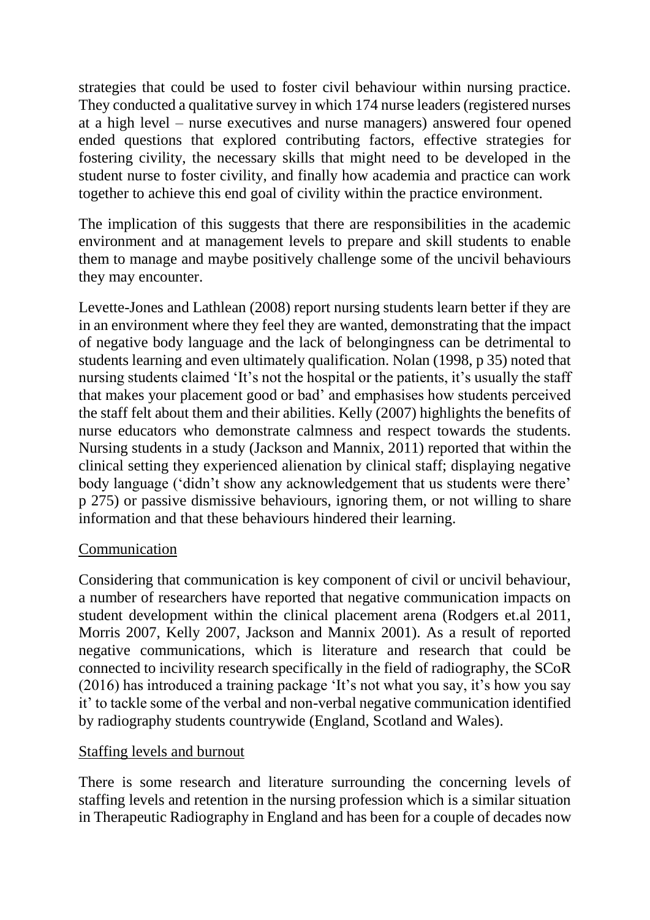strategies that could be used to foster civil behaviour within nursing practice. They conducted a qualitative survey in which 174 nurse leaders (registered nurses at a high level – nurse executives and nurse managers) answered four opened ended questions that explored contributing factors, effective strategies for fostering civility, the necessary skills that might need to be developed in the student nurse to foster civility, and finally how academia and practice can work together to achieve this end goal of civility within the practice environment.

The implication of this suggests that there are responsibilities in the academic environment and at management levels to prepare and skill students to enable them to manage and maybe positively challenge some of the uncivil behaviours they may encounter.

Levette-Jones and Lathlean (2008) report nursing students learn better if they are in an environment where they feel they are wanted, demonstrating that the impact of negative body language and the lack of belongingness can be detrimental to students learning and even ultimately qualification. Nolan (1998, p 35) noted that nursing students claimed 'It's not the hospital or the patients, it's usually the staff that makes your placement good or bad' and emphasises how students perceived the staff felt about them and their abilities. Kelly (2007) highlights the benefits of nurse educators who demonstrate calmness and respect towards the students. Nursing students in a study (Jackson and Mannix, 2011) reported that within the clinical setting they experienced alienation by clinical staff; displaying negative body language ('didn't show any acknowledgement that us students were there' p 275) or passive dismissive behaviours, ignoring them, or not willing to share information and that these behaviours hindered their learning.

Communication

Considering that communication is key component of civil or uncivil behaviour, a number of researchers have reported that negative communication impacts on student development within the clinical placement arena (Rodgers et.al 2011, Morris 2007, Kelly 2007, Jackson and Mannix 2001). As a result of reported negative communications, which is literature and research that could be connected to incivility research specifically in the field of radiography, the SCoR (2016) has introduced a training package 'It's not what you say, it's how you say it' to tackle some of the verbal and non-verbal negative communication identified by radiography students countrywide (England, Scotland and Wales).

Staffing levels and burnout

There is some research and literature surrounding the concerning levels of staffing levels and retention in the nursing profession which is a similar situation in Therapeutic Radiography in England and has been for a couple of decades now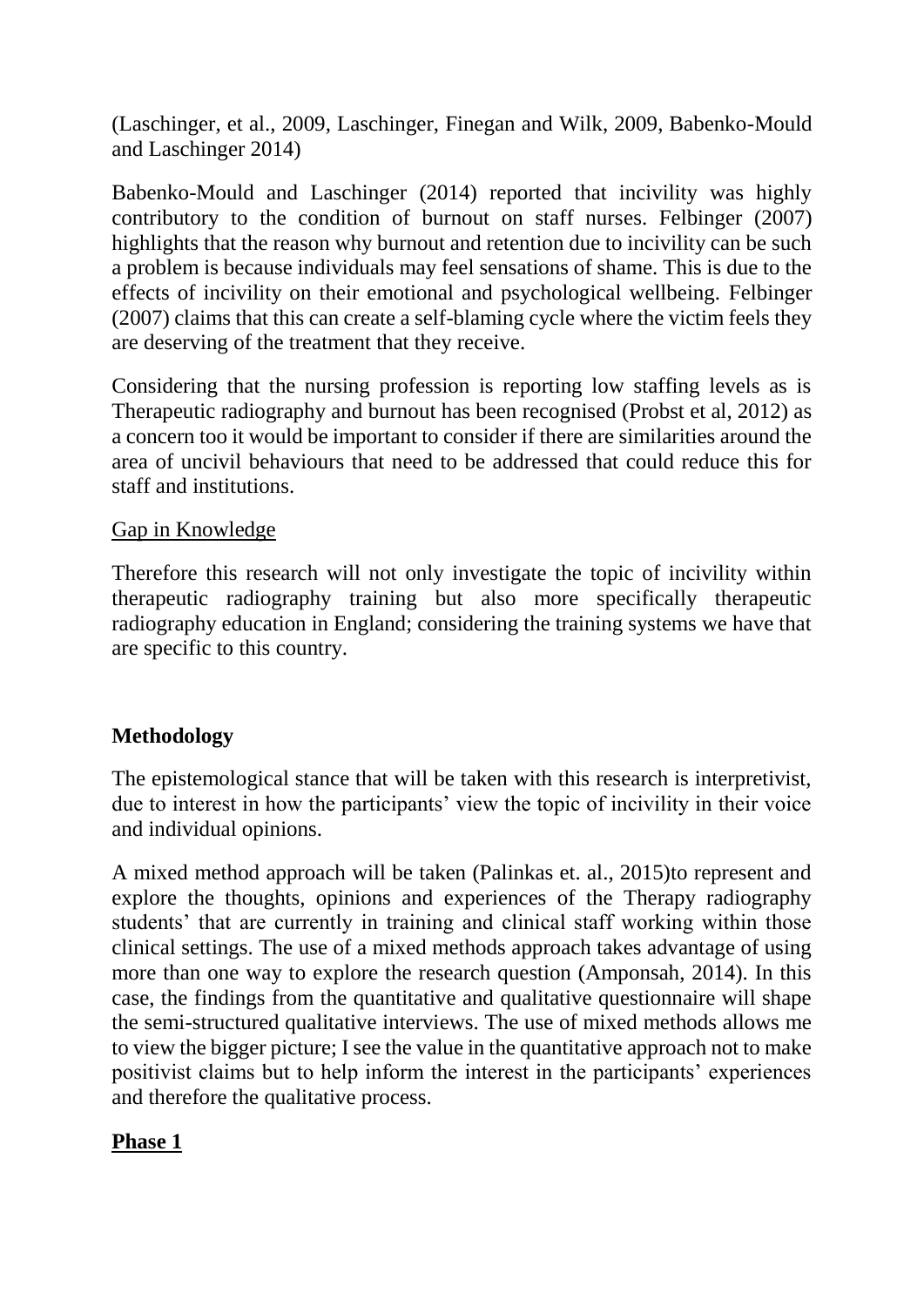(Laschinger, et al., 2009, Laschinger, Finegan and Wilk, 2009, Babenko-Mould and Laschinger 2014)

Babenko-Mould and Laschinger (2014) reported that incivility was highly contributory to the condition of burnout on staff nurses. Felbinger (2007) highlights that the reason why burnout and retention due to incivility can be such a problem is because individuals may feel sensations of shame. This is due to the effects of incivility on their emotional and psychological wellbeing. Felbinger (2007) claims that this can create a self-blaming cycle where the victim feels they are deserving of the treatment that they receive.

Considering that the nursing profession is reporting low staffing levels as is Therapeutic radiography and burnout has been recognised (Probst et al, 2012) as a concern too it would be important to consider if there are similarities around the area of uncivil behaviours that need to be addressed that could reduce this for staff and institutions.

<u>Gap in Knowledge</u>

Therefore this research will not only investigate the topic of incivility within therapeutic radiography training but also more specifically therapeutic radiography education in England; considering the training systems we have that are specific to this country.

## Methodology

The epistemological stance that will be taken with this research is interpretivist, due to interest in how the participants' view the topic of incivility in their voice and individual opinions.

A mixed method approach will be taken (Palinkas et. al., 2015)to represent and explore the thoughts, opinions and experiences of the Therapy radiography students' that are currently in training and clinical staff working within those clinical settings. The use of a mixed methods approach takes advantage of using more than one way to explore the research question (Amponsah, 2014). In this case, the findings from the quantitative and qualitative questionnaire will shape the semi-structured qualitative interviews. The use of mixed methods allows me to view the bigger picture; I see the value in the quantitative approach not to make positivist claims but to help inform the interest in the participants' experiences and therefore the qualitative process.

### <u>Phase 1</u>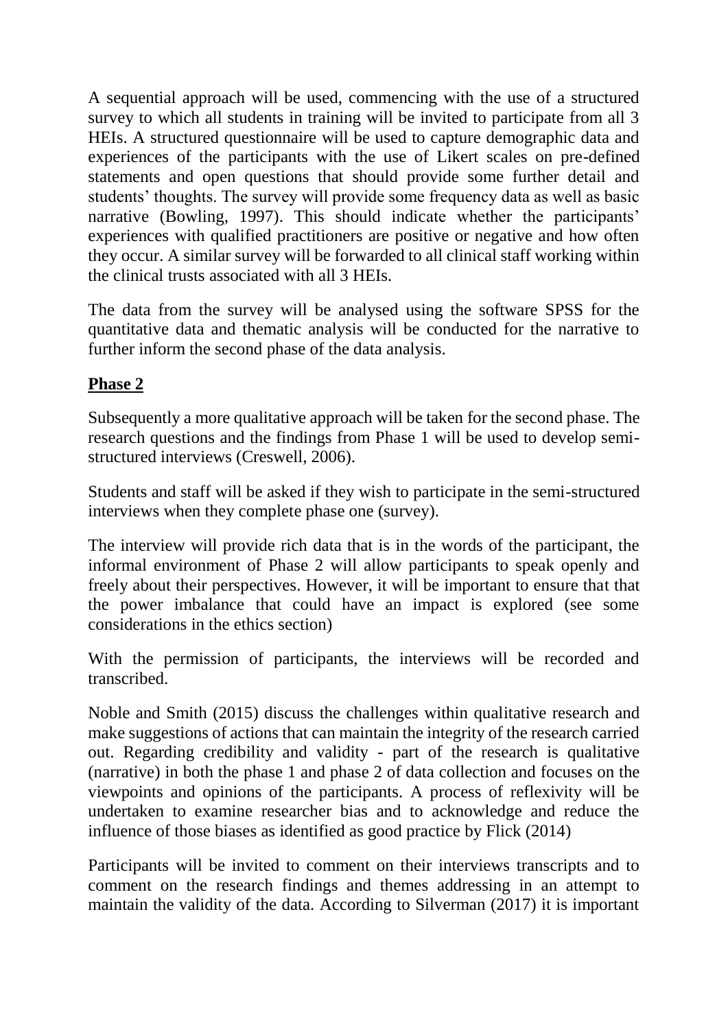A sequential approach will be used, commencing with the use of a structured survey to which all students in training will be invited to participate from all 3 HEIs. A structured questionnaire will be used to capture demographic data and experiences of the participants with the use of Likert scales on pre-defined statements and open questions that should provide some further detail and students' thoughts. The survey will provide some frequency data as well as basic narrative (Bowling, 1997). This should indicate whether the participants' experiences with qualified practitioners are positive or negative and how often they occur. A similar survey will be forwarded to all clinical staff working within the clinical trusts associated with all 3 HEIs.

The data from the survey will be analysed using the software SPSS for the quantitative data and thematic analysis will be conducted for the narrative to further inform the second phase of the data analysis.

## Phase 2

Subsequently a more qualitative approach will be taken for the second phase. The research questions and the findings from Phase 1 will be used to develop semi-structured interviews (Creswell, 2006).

Students and staff will be asked if they wish to participate in the semi-structured interviews when they complete phase one (survey).

The interview will provide rich data that is in the words of the participant, the informal environment of Phase 2 will allow participants to speak openly and freely about their perspectives. However, it will be important to ensure that that the power imbalance that could have an impact is explored (see some considerations in the ethics section)

With the permission of participants, the interviews will be recorded and transcribed.

Noble and Smith (2015) discuss the challenges within qualitative research and make suggestions of actions that can maintain the integrity of the research carried out. Regarding credibility and validity - part of the research is qualitative (narrative) in both the phase 1 and phase 2 of data collection and focuses on the viewpoints and opinions of the participants. A process of reflexivity will be undertaken to examine researcher bias and to acknowledge and reduce the influence of those biases as identified as good practice by Flick (2014)

Participants will be invited to comment on their interviews transcripts and to comment on the research findings and themes addressing in an attempt to maintain the validity of the data. According to Silverman (2017) it is important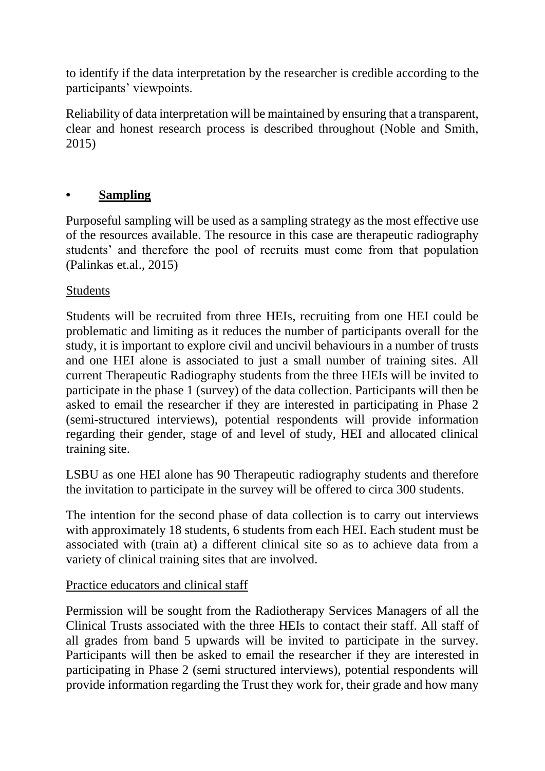to identify if the data interpretation by the researcher is credible according to the participants' viewpoints.

Reliability of data interpretation will be maintained by ensuring that a transparent, clear and honest research process is described throughout (Noble and Smith, 2015)

- **Sampling**

Purposeful sampling will be used as a sampling strategy as the most effective use of the resources available. The resource in this case are therapeutic radiography students' and therefore the pool of recruits must come from that population (Palinkas et.al., 2015)

Students

Students will be recruited from three HEIs, recruiting from one HEI could be problematic and limiting as it reduces the number of participants overall for the study, it is important to explore civil and uncivil behaviours in a number of trusts and one HEI alone is associated to just a small number of training sites. All current Therapeutic Radiography students from the three HEIs will be invited to participate in the phase 1 (survey) of the data collection. Participants will then be asked to email the researcher if they are interested in participating in Phase 2 (semi-structured interviews), potential respondents will provide information regarding their gender, stage of and level of study, HEI and allocated clinical training site.

LSBU as one HEI alone has 90 Therapeutic radiography students and therefore the invitation to participate in the survey will be offered to circa 300 students.

The intention for the second phase of data collection is to carry out interviews with approximately 18 students, 6 students from each HEI. Each student must be associated with (train at) a different clinical site so as to achieve data from a variety of clinical training sites that are involved.

Practice educators and clinical staff

Permission will be sought from the Radiotherapy Services Managers of all the Clinical Trusts associated with the three HEIs to contact their staff. All staff of all grades from band 5 upwards will be invited to participate in the survey. Participants will then be asked to email the researcher if they are interested in participating in Phase 2 (semi structured interviews), potential respondents will provide information regarding the Trust they work for, their grade and how many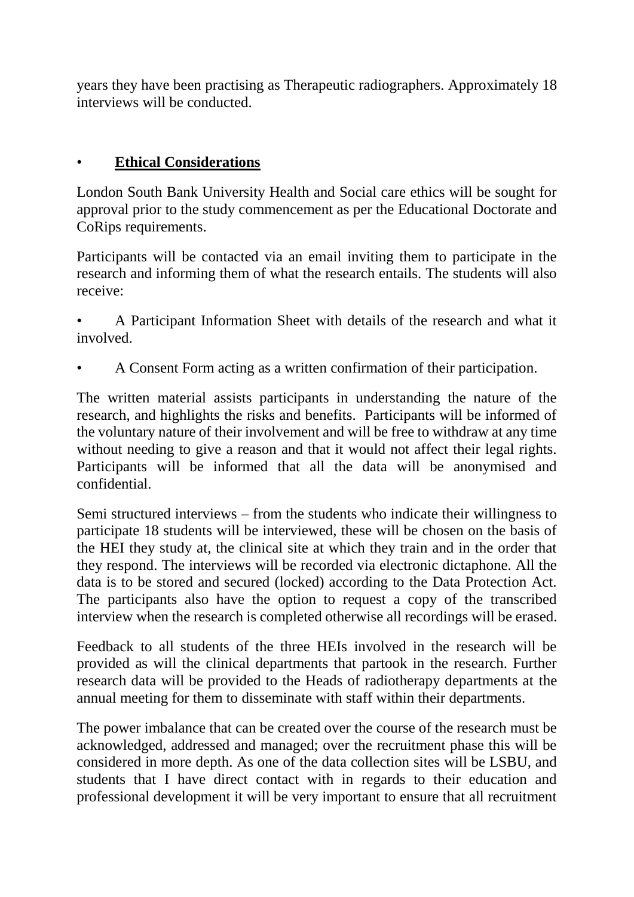years they have been practising as Therapeutic radiographers. Approximately 18 interviews will be conducted.

- **<u>Ethical Considerations</u>**

London South Bank University Health and Social care ethics will be sought for approval prior to the study commencement as per the Educational Doctorate and CoRips requirements.

Participants will be contacted via an email inviting them to participate in the research and informing them of what the research entails. The students will also receive:

- A Participant Information Sheet with details of the research and what it involved.
- A Consent Form acting as a written confirmation of their participation.

The written material assists participants in understanding the nature of the research, and highlights the risks and benefits. Participants will be informed of the voluntary nature of their involvement and will be free to withdraw at any time without needing to give a reason and that it would not affect their legal rights. Participants will be informed that all the data will be anonymised and confidential.

Semi structured interviews – from the students who indicate their willingness to participate 18 students will be interviewed, these will be chosen on the basis of the HEI they study at, the clinical site at which they train and in the order that they respond. The interviews will be recorded via electronic dictaphone. All the data is to be stored and secured (locked) according to the Data Protection Act. The participants also have the option to request a copy of the transcribed interview when the research is completed otherwise all recordings will be erased.

Feedback to all students of the three HEIs involved in the research will be provided as will the clinical departments that partook in the research. Further research data will be provided to the Heads of radiotherapy departments at the annual meeting for them to disseminate with staff within their departments.

The power imbalance that can be created over the course of the research must be acknowledged, addressed and managed; over the recruitment phase this will be considered in more depth. As one of the data collection sites will be LSBU, and students that I have direct contact with in regards to their education and professional development it will be very important to ensure that all recruitment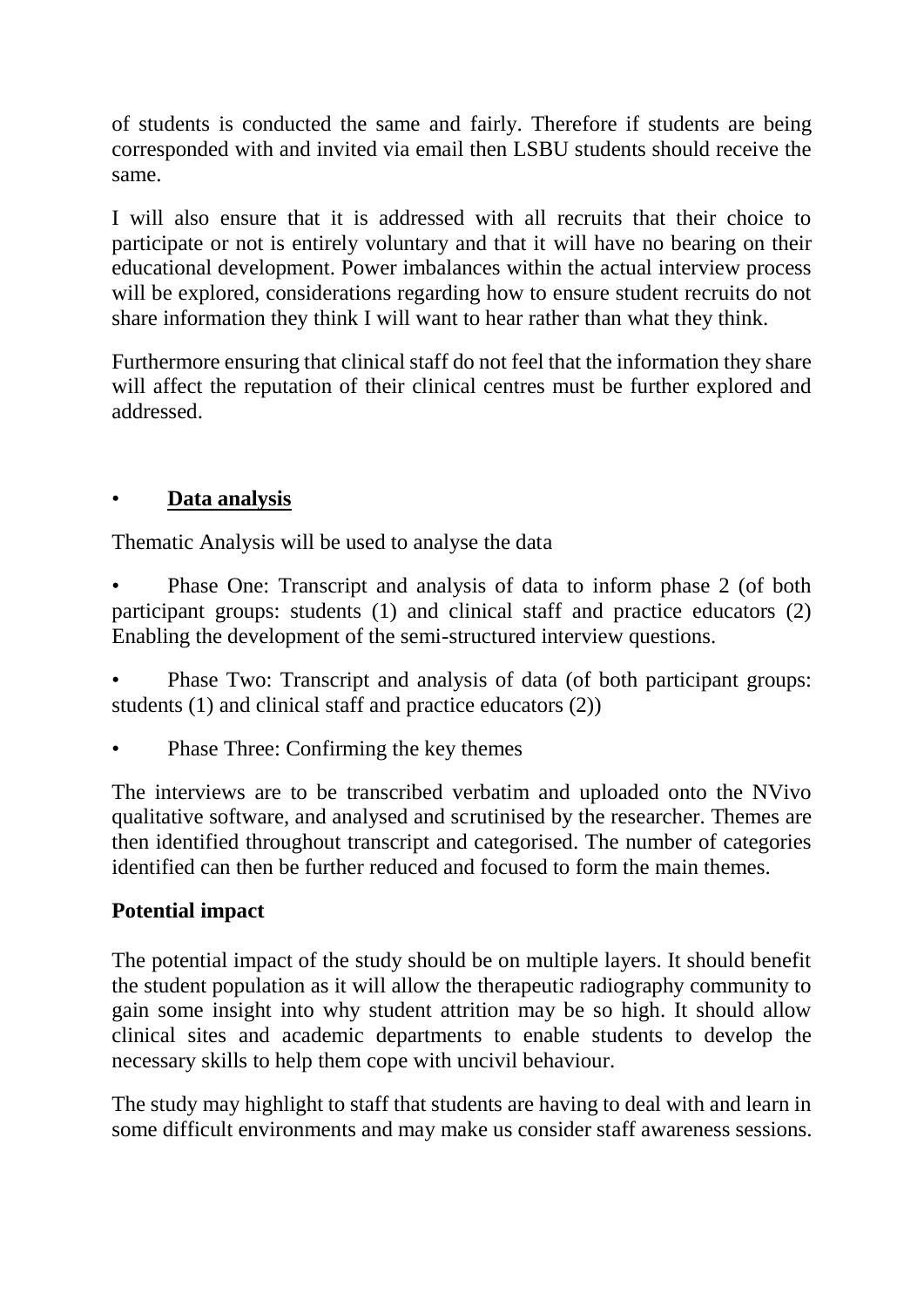of students is conducted the same and fairly. Therefore if students are being corresponded with and invited via email then LSBU students should receive the same.

I will also ensure that it is addressed with all recruits that their choice to participate or not is entirely voluntary and that it will have no bearing on their educational development. Power imbalances within the actual interview process will be explored, considerations regarding how to ensure student recruits do not share information they think I will want to hear rather than what they think.

Furthermore ensuring that clinical staff do not feel that the information they share will affect the reputation of their clinical centres must be further explored and addressed.

- **Data analysis**

Thematic Analysis will be used to analyse the data

- Phase One: Transcript and analysis of data to inform phase 2 (of both participant groups: students (1) and clinical staff and practice educators (2) Enabling the development of the semi-structured interview questions.
- Phase Two: Transcript and analysis of data (of both participant groups: students (1) and clinical staff and practice educators (2))
- Phase Three: Confirming the key themes

The interviews are to be transcribed verbatim and uploaded onto the NVivo qualitative software, and analysed and scrutinised by the researcher. Themes are then identified throughout transcript and categorised. The number of categories identified can then be further reduced and focused to form the main themes.

**Potential impact**

The potential impact of the study should be on multiple layers. It should benefit the student population as it will allow the therapeutic radiography community to gain some insight into why student attrition may be so high. It should allow clinical sites and academic departments to enable students to develop the necessary skills to help them cope with uncivil behaviour.

The study may highlight to staff that students are having to deal with and learn in some difficult environments and may make us consider staff awareness sessions.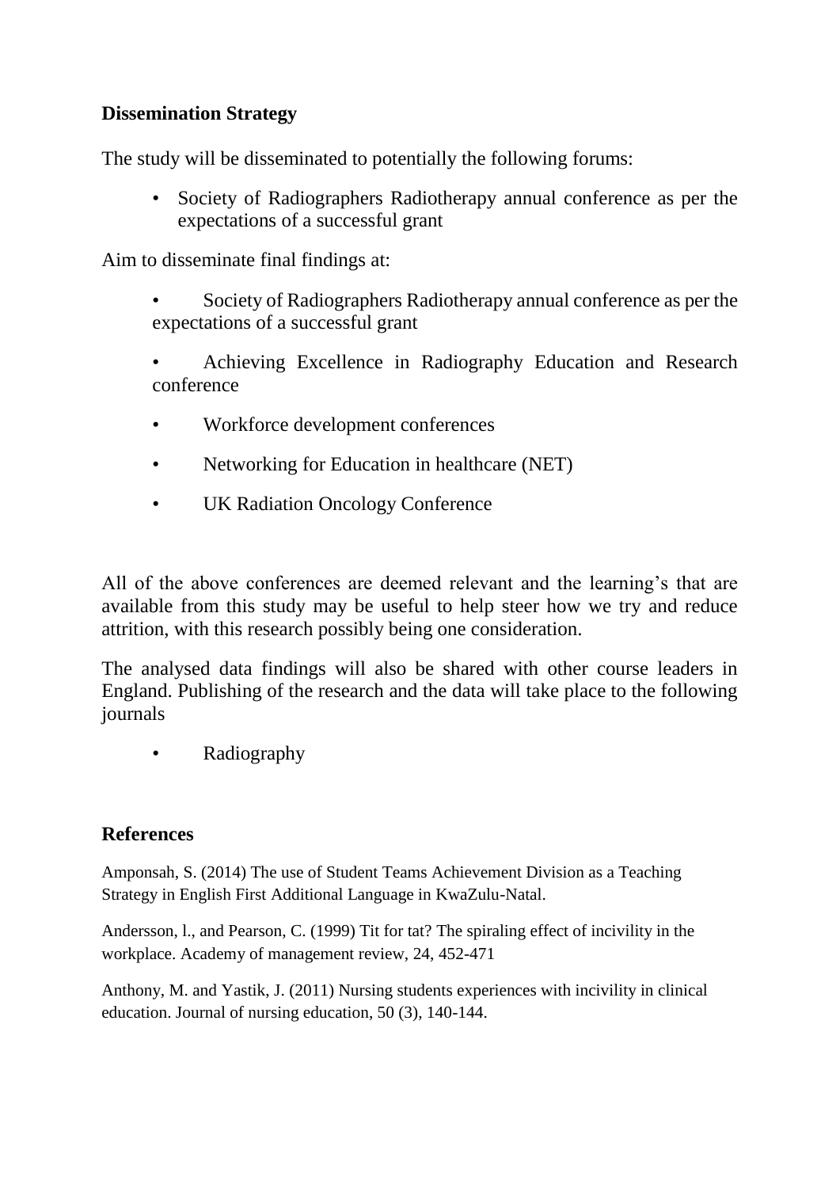### Dissemination Strategy

The study will be disseminated to potentially the following forums:

- Society of Radiographers Radiotherapy annual conference as per the expectations of a successful grant

Aim to disseminate final findings at:

- Society of Radiographers Radiotherapy annual conference as per the expectations of a successful grant
- Achieving Excellence in Radiography Education and Research conference
- Workforce development conferences
- Networking for Education in healthcare (NET)
- UK Radiation Oncology Conference

All of the above conferences are deemed relevant and the learning's that are available from this study may be useful to help steer how we try and reduce attrition, with this research possibly being one consideration.

The analysed data findings will also be shared with other course leaders in England. Publishing of the research and the data will take place to the following journals

- Radiography

## References

Amponsah, S. (2014) The use of Student Teams Achievement Division as a Teaching Strategy in English First Additional Language in KwaZulu-Natal.

Andersson, l., and Pearson, C. (1999) Tit for tat? The spiraling effect of incivility in the workplace. Academy of management review, 24, 452-471

Anthony, M. and Yastik, J. (2011) Nursing students experiences with incivility in clinical education. Journal of nursing education, 50 (3), 140-144.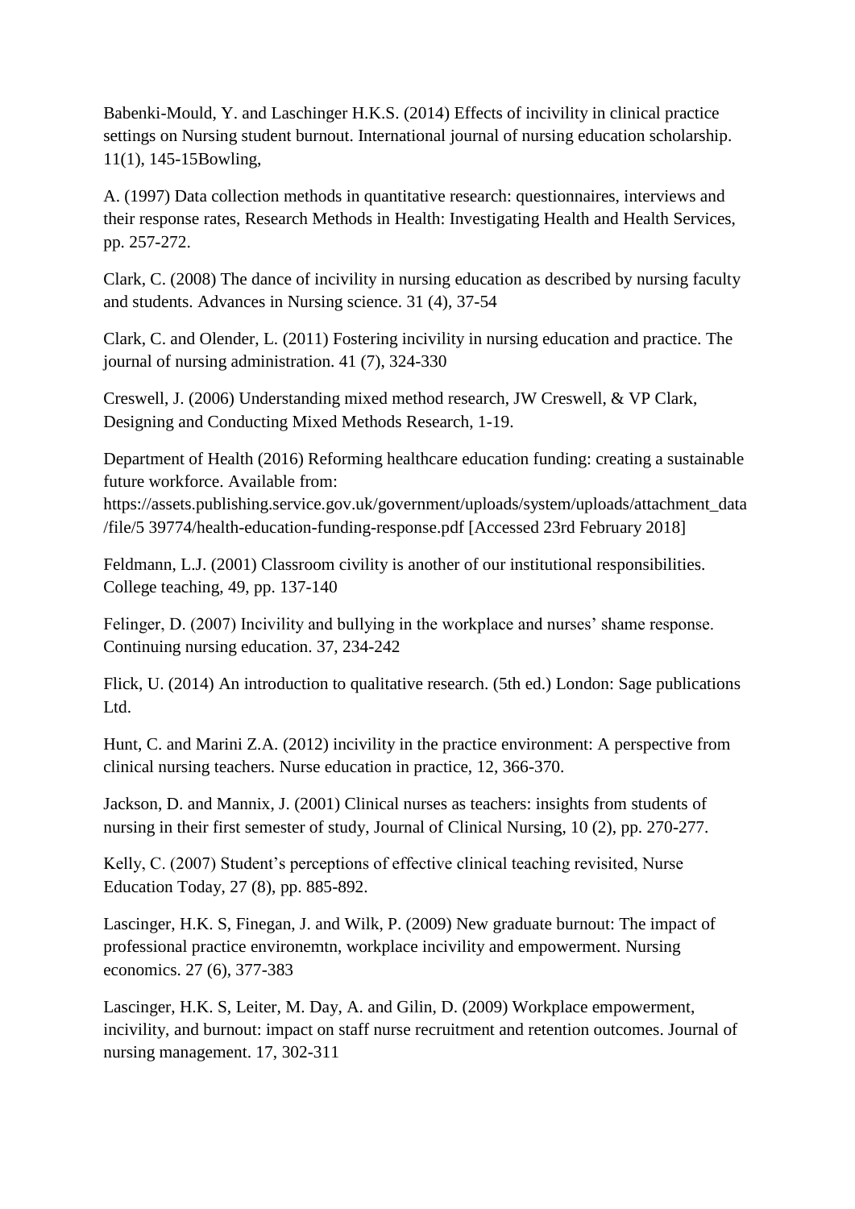Babenki-Mould, Y. and Laschinger H.K.S. (2014) Effects of incivility in clinical practice settings on Nursing student burnout. International journal of nursing education scholarship. 11(1), 145-15Bowling,

A. (1997) Data collection methods in quantitative research: questionnaires, interviews and their response rates, Research Methods in Health: Investigating Health and Health Services, pp. 257-272.

Clark, C. (2008) The dance of incivility in nursing education as described by nursing faculty and students. Advances in Nursing science. 31 (4), 37-54

Clark, C. and Olender, L. (2011) Fostering incivility in nursing education and practice. The journal of nursing administration. 41 (7), 324-330

Creswell, J. (2006) Understanding mixed method research, JW Creswell, & VP Clark, Designing and Conducting Mixed Methods Research, 1-19.

Department of Health (2016) Reforming healthcare education funding: creating a sustainable future workforce. Available from: https://assets.publishing.service.gov.uk/government/uploads/system/uploads/attachment_data/file/5 39774/health-education-funding-response.pdf [Accessed 23rd February 2018]

Feldmann, L.J. (2001) Classroom civility is another of our institutional responsibilities. College teaching, 49, pp. 137-140

Felinger, D. (2007) Incivility and bullying in the workplace and nurses' shame response. Continuing nursing education. 37, 234-242

Flick, U. (2014) An introduction to qualitative research. (5th ed.) London: Sage publications Ltd.

Hunt, C. and Marini Z.A. (2012) incivility in the practice environment: A perspective from clinical nursing teachers. Nurse education in practice, 12, 366-370.

Jackson, D. and Mannix, J. (2001) Clinical nurses as teachers: insights from students of nursing in their first semester of study, Journal of Clinical Nursing, 10 (2), pp. 270-277.

Kelly, C. (2007) Student's perceptions of effective clinical teaching revisited, Nurse Education Today, 27 (8), pp. 885-892.

Lascinger, H.K. S, Finegan, J. and Wilk, P. (2009) New graduate burnout: The impact of professional practice environemtn, workplace incivility and empowerment. Nursing economics. 27 (6), 377-383

Lascinger, H.K. S, Leiter, M. Day, A. and Gilin, D. (2009) Workplace empowerment, incivility, and burnout: impact on staff nurse recruitment and retention outcomes. Journal of nursing management. 17, 302-311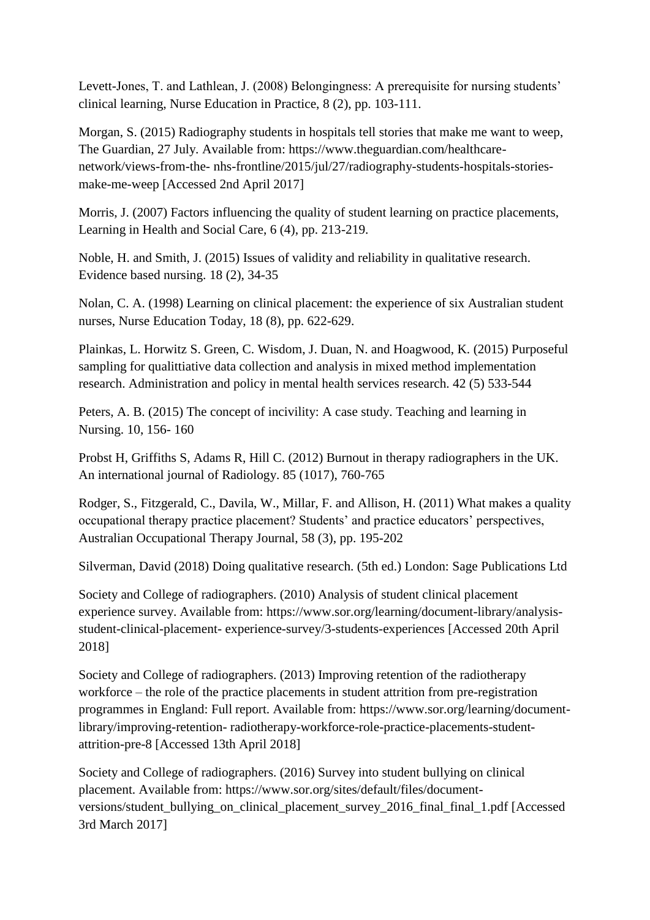Levett-Jones, T. and Lathlean, J. (2008) Belongingness: A prerequisite for nursing students' clinical learning, Nurse Education in Practice, 8 (2), pp. 103-111.

Morgan, S. (2015) Radiography students in hospitals tell stories that make me want to weep, The Guardian, 27 July. Available from: https://www.theguardian.com/healthcare-network/views-from-the- nhs-frontline/2015/jul/27/radiography-students-hospitals-stories-make-me-weep [Accessed 2nd April 2017]

Morris, J. (2007) Factors influencing the quality of student learning on practice placements, Learning in Health and Social Care, 6 (4), pp. 213-219.

Noble, H. and Smith, J. (2015) Issues of validity and reliability in qualitative research. Evidence based nursing. 18 (2), 34-35

Nolan, C. A. (1998) Learning on clinical placement: the experience of six Australian student nurses, Nurse Education Today, 18 (8), pp. 622-629.

Plainkas, L. Horwitz S. Green, C. Wisdom, J. Duan, N. and Hoagwood, K. (2015) Purposeful sampling for qualittiative data collection and analysis in mixed method implementation research. Administration and policy in mental health services research. 42 (5) 533-544

Peters, A. B. (2015) The concept of incivility: A case study. Teaching and learning in Nursing. 10, 156- 160

Probst H, Griffiths S, Adams R, Hill C. (2012) Burnout in therapy radiographers in the UK. An international journal of Radiology. 85 (1017), 760-765

Rodger, S., Fitzgerald, C., Davila, W., Millar, F. and Allison, H. (2011) What makes a quality occupational therapy practice placement? Students' and practice educators' perspectives, Australian Occupational Therapy Journal, 58 (3), pp. 195-202

Silverman, David (2018) Doing qualitative research. (5th ed.) London: Sage Publications Ltd

Society and College of radiographers. (2010) Analysis of student clinical placement experience survey. Available from: https://www.sor.org/learning/document-library/analysis-student-clinical-placement- experience-survey/3-students-experiences [Accessed 20th April 2018]

Society and College of radiographers. (2013) Improving retention of the radiotherapy workforce – the role of the practice placements in student attrition from pre-registration programmes in England: Full report. Available from: https://www.sor.org/learning/document-library/improving-retention- radiotherapy-workforce-role-practice-placements-student-attrition-pre-8 [Accessed 13th April 2018]

Society and College of radiographers. (2016) Survey into student bullying on clinical placement. Available from: https://www.sor.org/sites/default/files/document-versions/student_bullying_on_clinical_placement_survey_2016_final_final_1.pdf [Accessed 3rd March 2017]